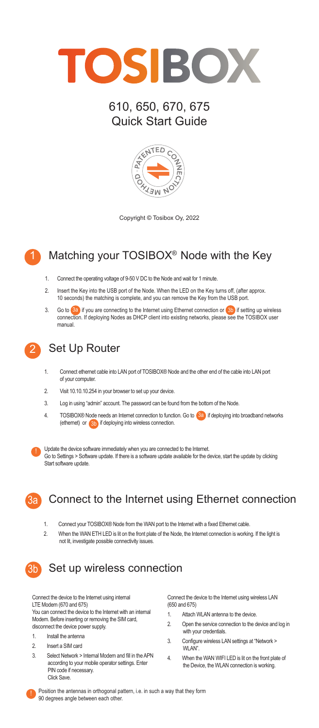# TOSIBOX

## 610, 650, 670, 675
## Quick Start Guide

Copyright © Tosibox Oy, 2022

## 1 Matching your TOSIBOX® Node with the Key

1. Connect the operating voltage of 9-50 V DC to the Node and wait for 1 minute.
2. Insert the Key into the USB port of the Node. When the LED on the Key turns off, (after approx. 10 seconds) the matching is complete, and you can remove the Key from the USB port.
3. Go to 3a if you are connecting to the Internet using Ethernet connection or 3b if setting up wireless connection. If deploying Nodes as DHCP client into existing networks, please see the TOSIBOX user manual.

## 2 Set Up Router

1. Connect ethernet cable into LAN port of TOSIBOX® Node and the other end of the cable into LAN port of your computer.
2. Visit 10.10.10.254 in your browser to set up your device.
3. Log in using "admin" account. The password can be found from the bottom of the Node.
4. TOSIBOX® Node needs an Internet connection to function. Go to 3a if deploying into broadband networks (ethernet) or 3b if deploying into wireless connection.

! Update the device software immediately when you are connected to the Internet.
Go to Settings > Software update. If there is a software update available for the device, start the update by clicking Start software update.

## 3a Connect to the Internet using Ethernet connection

1. Connect your TOSIBOX® Node from the WAN port to the Internet with a fixed Ethernet cable.
2. When the WAN ETH LED is lit on the front plate of the Node, the Internet connection is working. If the light is not lit, investigate possible connectivity issues.

## 3b Set up wireless connection

Connect the device to the Internet using internal LTE Modem (670 and 675)
You can connect the device to the Internet with an internal Modem. Before inserting or removing the SIM card, disconnect the device power supply.

1. Install the antenna
2. Insert a SIM card
3. Select Network > Internal Modem and fill in the APN according to your mobile operator settings. Enter PIN code if necessary.
   Click Save.

Connect the device to the Internet using wireless LAN (650 and 675)

1. Attach WLAN antenna to the device.
2. Open the service connection to the device and log in with your credentials.
3. Configure wireless LAN settings at "Network > WLAN".
4. When the WAN WIFI LED is lit on the front plate of the Device, the WLAN connection is working.

! Position the antennas in orthogonal pattern, i.e. in such a way that they form 90 degrees angle between each other.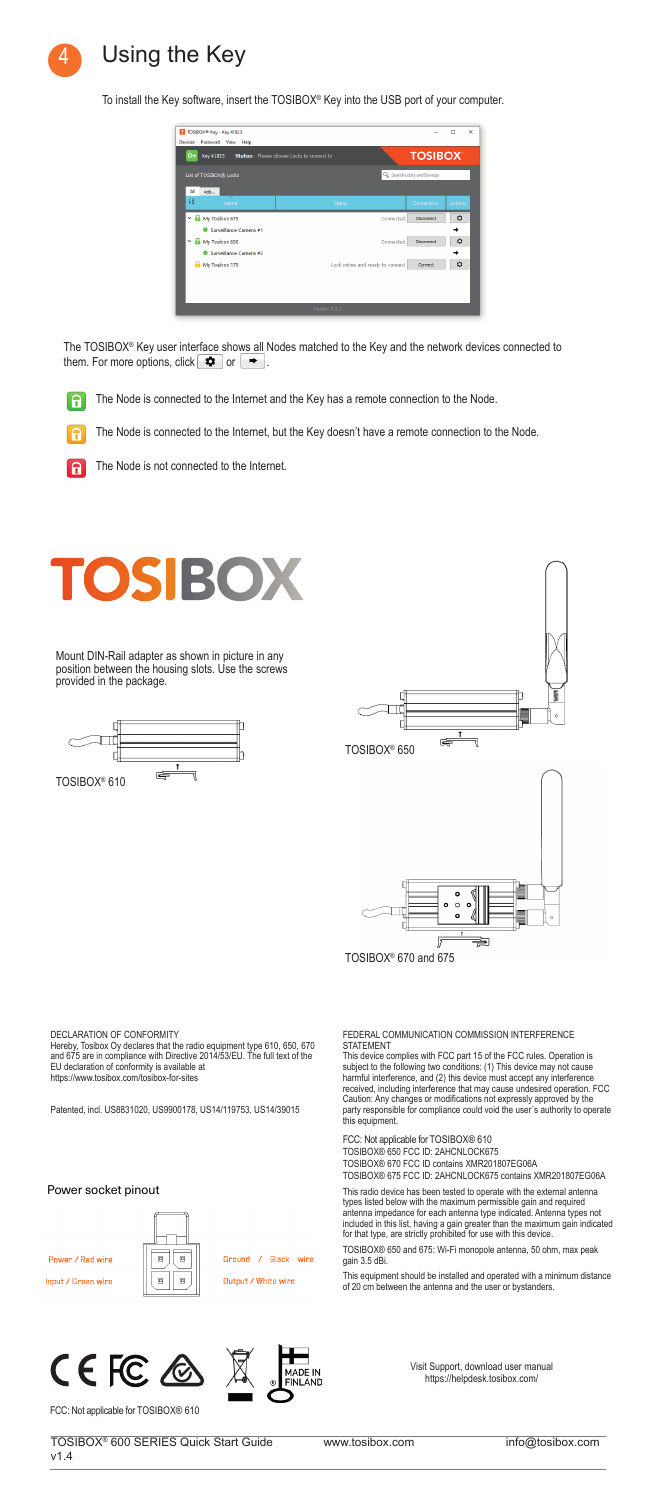## 4 Using the Key

To install the Key software, insert the TOSIBOX® Key into the USB port of your computer.

The TOSIBOX® Key user interface shows all Nodes matched to the Key and the network devices connected to them. For more options, click or .

- The Node is connected to the Internet and the Key has a remote connection to the Node.
- The Node is connected to the Internet, but the Key doesn't have a remote connection to the Node.
- The Node is not connected to the Internet.

# TOSIBOX

Mount DIN-Rail adapter as shown in picture in any position between the housing slots. Use the screws provided in the package.

TOSIBOX® 610

TOSIBOX® 650

TOSIBOX® 670 and 675

DECLARATION OF CONFORMITY
Hereby, Tosibox Oy declares that the radio equipment type 610, 650, 670 and 675 are in compliance with Directive 2014/53/EU. The full text of the EU declaration of conformity is available at
https://www.tosibox.com/tosibox-for-sites

Patented, incl. US8831020, US9900178, US14/119753, US14/39015

### Power socket pinout

Power / Red wire

Input / Green wire

Ground / Black wire

Output / White wire

FEDERAL COMMUNICATION COMMISSION INTERFERENCE STATEMENT
This device complies with FCC part 15 of the FCC rules. Operation is subject to the following two conditions: (1) This device my not cause harmful interference, and (2) this device must accept any interference received, including interference that may cause undesired operation. FCC Caution: Any changes or modifications not expressly approved by the party responsible for compliance could void the user´s authority to operate this equipment.

FCC: Not applicable for TOSIBOX® 610
TOSIBOX® 650 FCC ID: 2AHCNLOCK675
TOSIBOX® 670 FCC ID contains XMR201807EG06A
TOSIBOX® 675 FCC ID: 2AHCNLOCK675 contains XMR201807EG06A

This radio device has been tested to operate with the external antenna types listed below with the maximum permissible gain and required antenna impedance for each antenna type indicated. Antenna types not included in this list, having a gain greater than the maximum gain indicated for that type, are strictly prohibited for use with this device.

TOSIBOX® 650 and 675: Wi-Fi monopole antenna, 50 ohm, max peak gain 3.5 dBi.

This equipment should be installed and operated with a minimum distance of 20 cm between the antenna and the user or bystanders.

MADE IN FINLAND

FCC: Not applicable for TOSIBOX® 610

Visit Support, download user manual
https://helpdesk.tosibox.com/

TOSIBOX® 600 SERIES Quick Start Guide v1.4 www.tosibox.com info@tosibox.com